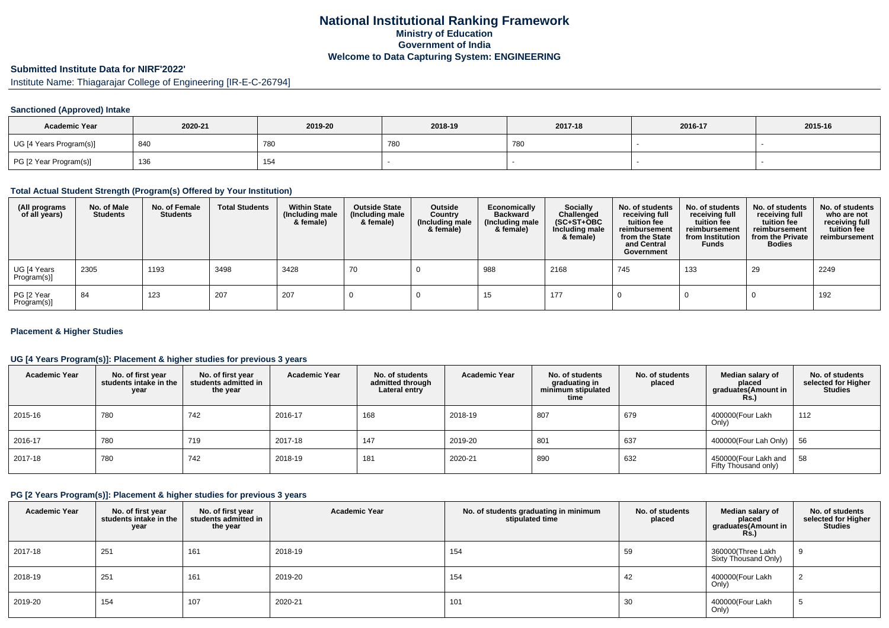# National Institutional Ranking Framework
## Ministry of Education
## Government of India
## Welcome to Data Capturing System: ENGINEERING

### Submitted Institute Data for NIRF'2022'

Institute Name: Thiagarajar College of Engineering [IR-E-C-26794]

#### Sanctioned (Approved) Intake

| Academic Year | 2020-21 | 2019-20 | 2018-19 | 2017-18 | 2016-17 | 2015-16 |
|---|---|---|---|---|---|---|
| UG [4 Years Program(s)] | 840 | 780 | 780 | 780 | - | - |
| PG [2 Year Program(s)] | 136 | 154 | - | - | - | - |

#### Total Actual Student Strength (Program(s) Offered by Your Institution)

| (All programs of all years) | No. of Male Students | No. of Female Students | Total Students | Within State (Including male & female) | Outside State (Including male & female) | Outside Country (Including male & female) | Economically Backward (Including male & female) | Socially Challenged (SC+ST+OBC Including male & female) | No. of students receiving full tuition fee reimbursement from the State and Central Government | No. of students receiving full tuition fee reimbursement from Institution Funds | No. of students receiving full tuition fee reimbursement from the Private Bodies | No. of students who are not receiving full tuition fee reimbursement |
|---|---|---|---|---|---|---|---|---|---|---|---|---|
| UG [4 Years Program(s)] | 2305 | 1193 | 3498 | 3428 | 70 | 0 | 988 | 2168 | 745 | 133 | 29 | 2249 |
| PG [2 Year Program(s)] | 84 | 123 | 207 | 207 | 0 | 0 | 15 | 177 | 0 | 0 | 0 | 192 |

#### Placement & Higher Studies

#### UG [4 Years Program(s)]: Placement & higher studies for previous 3 years

| Academic Year | No. of first year students intake in the year | No. of first year students admitted in the year | Academic Year | No. of students admitted through Lateral entry | Academic Year | No. of students graduating in minimum stipulated time | No. of students placed | Median salary of placed graduates(Amount in Rs.) | No. of students selected for Higher Studies |
|---|---|---|---|---|---|---|---|---|---|
| 2015-16 | 780 | 742 | 2016-17 | 168 | 2018-19 | 807 | 679 | 400000(Four Lakh Only) | 112 |
| 2016-17 | 780 | 719 | 2017-18 | 147 | 2019-20 | 801 | 637 | 400000(Four Lah Only) | 56 |
| 2017-18 | 780 | 742 | 2018-19 | 181 | 2020-21 | 890 | 632 | 450000(Four Lakh and Fifty Thousand only) | 58 |

#### PG [2 Years Program(s)]: Placement & higher studies for previous 3 years

| Academic Year | No. of first year students intake in the year | No. of first year students admitted in the year | Academic Year | No. of students graduating in minimum stipulated time | No. of students placed | Median salary of placed graduates(Amount in Rs.) | No. of students selected for Higher Studies |
|---|---|---|---|---|---|---|---|
| 2017-18 | 251 | 161 | 2018-19 | 154 | 59 | 360000(Three Lakh Sixty Thousand Only) | 9 |
| 2018-19 | 251 | 161 | 2019-20 | 154 | 42 | 400000(Four Lakh Only) | 2 |
| 2019-20 | 154 | 107 | 2020-21 | 101 | 30 | 400000(Four Lakh Only) | 5 |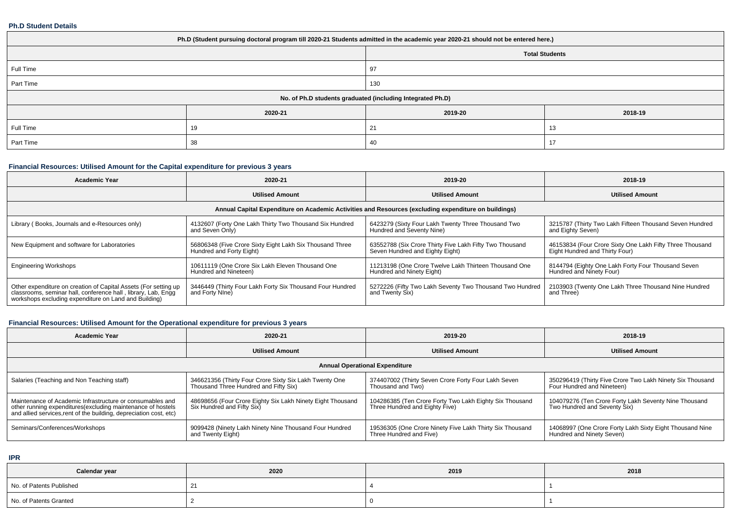### Ph.D Student Details

| Ph.D (Student pursuing doctoral program till 2020-21 Students admitted in the academic year 2020-21 should not be entered here.) | | | |
|---|---|---|---|
| | Total Students | | |
| Full Time | 97 | | |
| Part Time | 130 | | |
| No. of Ph.D students graduated (including Integrated Ph.D) | | | |
| | 2020-21 | 2019-20 | 2018-19 |
| Full Time | 19 | 21 | 13 |
| Part Time | 38 | 40 | 17 |

### Financial Resources: Utilised Amount for the Capital expenditure for previous 3 years

| Academic Year | 2020-21 | 2019-20 | 2018-19 |
|---|---|---|---|
| | Utilised Amount | Utilised Amount | Utilised Amount |
| Annual Capital Expenditure on Academic Activities and Resources (excluding expenditure on buildings) | | | |
| Library ( Books, Journals and e-Resources only) | 4132607 (Forty One Lakh Thirty Two Thousand Six Hundred and Seven Only) | 6423279 (Sixty Four Lakh Twenty Three Thousand Two Hundred and Seventy Nine) | 3215787 (Thirty Two Lakh Fifteen Thousand Seven Hundred and Eighty Seven) |
| New Equipment and software for Laboratories | 56806348 (Five Crore Sixty Eight Lakh Six Thousand Three Hundred and Forty Eight) | 63552788 (Six Crore Thirty Five Lakh Fifty Two Thousand Seven Hundred and Eighty Eight) | 46153834 (Four Crore Sixty One Lakh Fifty Three Thousand Eight Hundred and Thirty Four) |
| Engineering Workshops | 10611119 (One Crore Six Lakh Eleven Thousand One Hundred and Nineteen) | 11213198 (One Crore Twelve Lakh Thirteen Thousand One Hundred and Ninety Eight) | 8144794 (Eighty One Lakh Forty Four Thousand Seven Hundred and Ninety Four) |
| Other expenditure on creation of Capital Assets (For setting up classrooms, seminar hall, conference hall , library, Lab, Engg workshops excluding expenditure on Land and Building) | 3446449 (Thirty Four Lakh Forty Six Thousand Four Hundred and Forty NIne) | 5272226 (Fifty Two Lakh Seventy Two Thousand Two Hundred and Twenty Six) | 2103903 (Twenty One Lakh Three Thousand Nine Hundred and Three) |

### Financial Resources: Utilised Amount for the Operational expenditure for previous 3 years

| Academic Year | 2020-21 | 2019-20 | 2018-19 |
|---|---|---|---|
| | Utilised Amount | Utilised Amount | Utilised Amount |
| Annual Operational Expenditure | | | |
| Salaries (Teaching and Non Teaching staff) | 346621356 (Thirty Four Crore Sixty Six Lakh Twenty One Thousand Three Hundred and Fifty Six) | 374407002 (Thirty Seven Crore Forty Four Lakh Seven Thousand and Two) | 350296419 (Thirty Five Crore Two Lakh Ninety Six Thousand Four Hundred and Nineteen) |
| Maintenance of Academic Infrastructure or consumables and other running expenditures(excluding maintenance of hostels and allied services,rent of the building, depreciation cost, etc) | 48698656 (Four Crore Eighty Six Lakh Ninety Eight Thousand Six Hundred and Fifty Six) | 104286385 (Ten Crore Forty Two Lakh Eighty Six Thousand Three Hundred and Eighty Five) | 104079276 (Ten Crore Forty Lakh Seventy Nine Thousand Two Hundred and Seventy Six) |
| Seminars/Conferences/Workshops | 9099428 (Ninety Lakh Ninety Nine Thousand Four Hundred and Twenty Eight) | 19536305 (One Crore Ninety Five Lakh Thirty Six Thousand Three Hundred and Five) | 14068997 (One Crore Forty Lakh Sixty Eight Thousand Nine Hundred and Ninety Seven) |

### IPR

| Calendar year | 2020 | 2019 | 2018 |
|---|---|---|---|
| No. of Patents Published | 21 | 4 | 1 |
| No. of Patents Granted | 2 | 0 | 1 |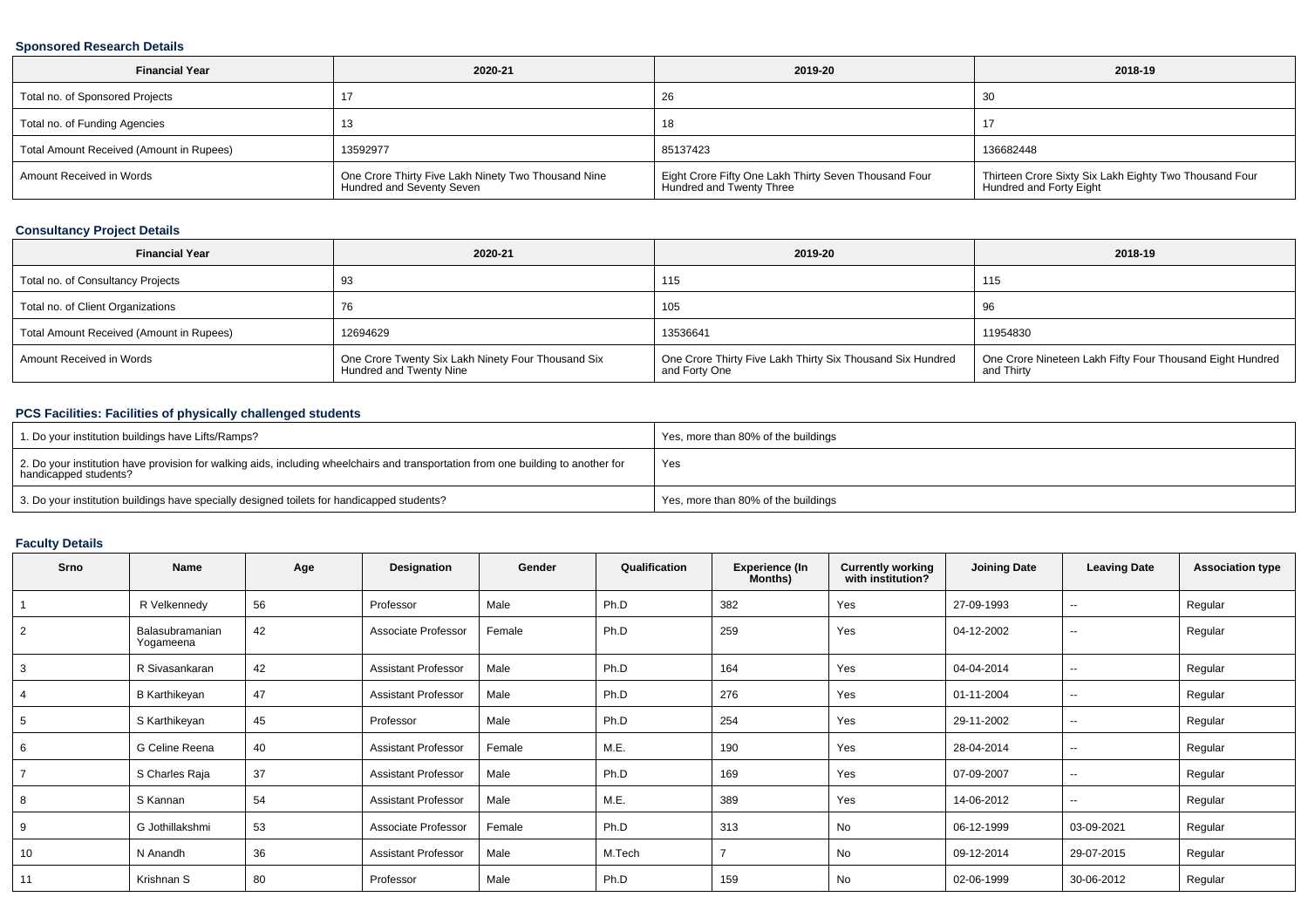### Sponsored Research Details

| Financial Year | 2020-21 | 2019-20 | 2018-19 |
|---|---|---|---|
| Total no. of Sponsored Projects | 17 | 26 | 30 |
| Total no. of Funding Agencies | 13 | 18 | 17 |
| Total Amount Received (Amount in Rupees) | 13592977 | 85137423 | 136682448 |
| Amount Received in Words | One Crore Thirty Five Lakh Ninety Two Thousand Nine Hundred and Seventy Seven | Eight Crore Fifty One Lakh Thirty Seven Thousand Four Hundred and Twenty Three | Thirteen Crore Sixty Six Lakh Eighty Two Thousand Four Hundred and Forty Eight |

### Consultancy Project Details

| Financial Year | 2020-21 | 2019-20 | 2018-19 |
|---|---|---|---|
| Total no. of Consultancy Projects | 93 | 115 | 115 |
| Total no. of Client Organizations | 76 | 105 | 96 |
| Total Amount Received (Amount in Rupees) | 12694629 | 13536641 | 11954830 |
| Amount Received in Words | One Crore Twenty Six Lakh Ninety Four Thousand Six Hundred and Twenty Nine | One Crore Thirty Five Lakh Thirty Six Thousand Six Hundred and Forty One | One Crore Nineteen Lakh Fifty Four Thousand Eight Hundred and Thirty |

### PCS Facilities: Facilities of physically challenged students

| | |
|---|---|
| 1. Do your institution buildings have Lifts/Ramps? | Yes, more than 80% of the buildings |
| 2. Do your institution have provision for walking aids, including wheelchairs and transportation from one building to another for handicapped students? | Yes |
| 3. Do your institution buildings have specially designed toilets for handicapped students? | Yes, more than 80% of the buildings |

### Faculty Details

| Srno | Name | Age | Designation | Gender | Qualification | Experience (In Months) | Currently working with institution? | Joining Date | Leaving Date | Association type |
|---|---|---|---|---|---|---|---|---|---|---|
| 1 | R Velkennedy | 56 | Professor | Male | Ph.D | 382 | Yes | 27-09-1993 | -- | Regular |
| 2 | Balasubramanian Yogameena | 42 | Associate Professor | Female | Ph.D | 259 | Yes | 04-12-2002 | -- | Regular |
| 3 | R Sivasankaran | 42 | Assistant Professor | Male | Ph.D | 164 | Yes | 04-04-2014 | -- | Regular |
| 4 | B Karthikeyan | 47 | Assistant Professor | Male | Ph.D | 276 | Yes | 01-11-2004 | -- | Regular |
| 5 | S Karthikeyan | 45 | Professor | Male | Ph.D | 254 | Yes | 29-11-2002 | -- | Regular |
| 6 | G Celine Reena | 40 | Assistant Professor | Female | M.E. | 190 | Yes | 28-04-2014 | -- | Regular |
| 7 | S Charles Raja | 37 | Assistant Professor | Male | Ph.D | 169 | Yes | 07-09-2007 | -- | Regular |
| 8 | S Kannan | 54 | Assistant Professor | Male | M.E. | 389 | Yes | 14-06-2012 | -- | Regular |
| 9 | G Jothillakshmi | 53 | Associate Professor | Female | Ph.D | 313 | No | 06-12-1999 | 03-09-2021 | Regular |
| 10 | N Anandh | 36 | Assistant Professor | Male | M.Tech | 7 | No | 09-12-2014 | 29-07-2015 | Regular |
| 11 | Krishnan S | 80 | Professor | Male | Ph.D | 159 | No | 02-06-1999 | 30-06-2012 | Regular |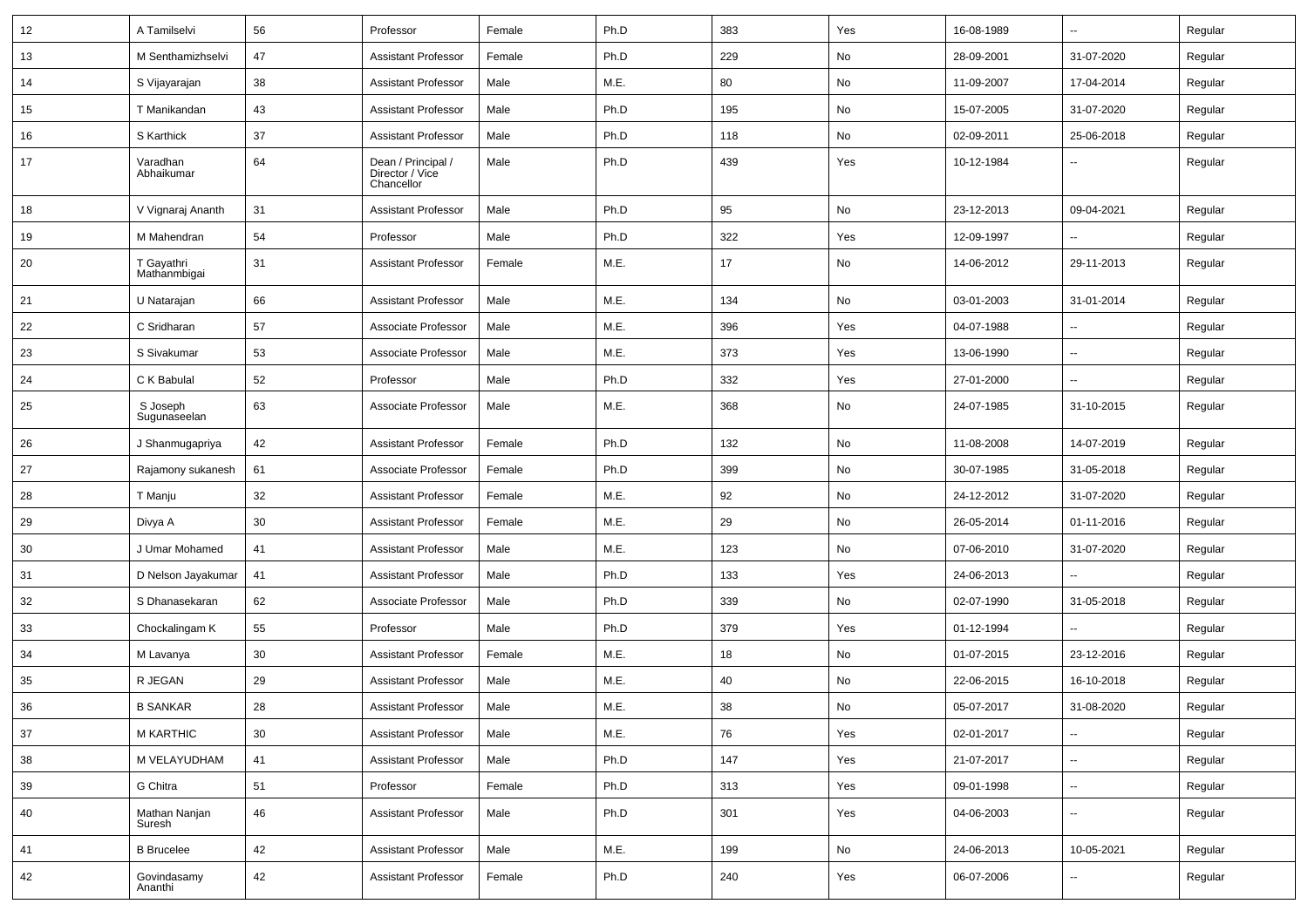| 12 | A Tamilselvi | 56 | Professor | Female | Ph.D | 383 | Yes | 16-08-1989 | -- | Regular |
|---|---|---|---|---|---|---|---|---|---|---|
| 13 | M Senthamizhselvi | 47 | Assistant Professor | Female | Ph.D | 229 | No | 28-09-2001 | 31-07-2020 | Regular |
| 14 | S Vijayarajan | 38 | Assistant Professor | Male | M.E. | 80 | No | 11-09-2007 | 17-04-2014 | Regular |
| 15 | T Manikandan | 43 | Assistant Professor | Male | Ph.D | 195 | No | 15-07-2005 | 31-07-2020 | Regular |
| 16 | S Karthick | 37 | Assistant Professor | Male | Ph.D | 118 | No | 02-09-2011 | 25-06-2018 | Regular |
| 17 | Varadhan Abhaikumar | 64 | Dean / Principal / Director / Vice Chancellor | Male | Ph.D | 439 | Yes | 10-12-1984 | -- | Regular |
| 18 | V Vignaraj Ananth | 31 | Assistant Professor | Male | Ph.D | 95 | No | 23-12-2013 | 09-04-2021 | Regular |
| 19 | M Mahendran | 54 | Professor | Male | Ph.D | 322 | Yes | 12-09-1997 | -- | Regular |
| 20 | T Gayathri Mathanmbigai | 31 | Assistant Professor | Female | M.E. | 17 | No | 14-06-2012 | 29-11-2013 | Regular |
| 21 | U Natarajan | 66 | Assistant Professor | Male | M.E. | 134 | No | 03-01-2003 | 31-01-2014 | Regular |
| 22 | C Sridharan | 57 | Associate Professor | Male | M.E. | 396 | Yes | 04-07-1988 | -- | Regular |
| 23 | S Sivakumar | 53 | Associate Professor | Male | M.E. | 373 | Yes | 13-06-1990 | -- | Regular |
| 24 | C K Babulal | 52 | Professor | Male | Ph.D | 332 | Yes | 27-01-2000 | -- | Regular |
| 25 | S Joseph Sugunaseelan | 63 | Associate Professor | Male | M.E. | 368 | No | 24-07-1985 | 31-10-2015 | Regular |
| 26 | J Shanmugapriya | 42 | Assistant Professor | Female | Ph.D | 132 | No | 11-08-2008 | 14-07-2019 | Regular |
| 27 | Rajamony sukanesh | 61 | Associate Professor | Female | Ph.D | 399 | No | 30-07-1985 | 31-05-2018 | Regular |
| 28 | T Manju | 32 | Assistant Professor | Female | M.E. | 92 | No | 24-12-2012 | 31-07-2020 | Regular |
| 29 | Divya A | 30 | Assistant Professor | Female | M.E. | 29 | No | 26-05-2014 | 01-11-2016 | Regular |
| 30 | J Umar Mohamed | 41 | Assistant Professor | Male | M.E. | 123 | No | 07-06-2010 | 31-07-2020 | Regular |
| 31 | D Nelson Jayakumar | 41 | Assistant Professor | Male | Ph.D | 133 | Yes | 24-06-2013 | -- | Regular |
| 32 | S Dhanasekaran | 62 | Associate Professor | Male | Ph.D | 339 | No | 02-07-1990 | 31-05-2018 | Regular |
| 33 | Chockalingam K | 55 | Professor | Male | Ph.D | 379 | Yes | 01-12-1994 | -- | Regular |
| 34 | M Lavanya | 30 | Assistant Professor | Female | M.E. | 18 | No | 01-07-2015 | 23-12-2016 | Regular |
| 35 | R JEGAN | 29 | Assistant Professor | Male | M.E. | 40 | No | 22-06-2015 | 16-10-2018 | Regular |
| 36 | B SANKAR | 28 | Assistant Professor | Male | M.E. | 38 | No | 05-07-2017 | 31-08-2020 | Regular |
| 37 | M KARTHIC | 30 | Assistant Professor | Male | M.E. | 76 | Yes | 02-01-2017 | -- | Regular |
| 38 | M VELAYUDHAM | 41 | Assistant Professor | Male | Ph.D | 147 | Yes | 21-07-2017 | -- | Regular |
| 39 | G Chitra | 51 | Professor | Female | Ph.D | 313 | Yes | 09-01-1998 | -- | Regular |
| 40 | Mathan Nanjan Suresh | 46 | Assistant Professor | Male | Ph.D | 301 | Yes | 04-06-2003 | -- | Regular |
| 41 | B Brucelee | 42 | Assistant Professor | Male | M.E. | 199 | No | 24-06-2013 | 10-05-2021 | Regular |
| 42 | Govindasamy Ananthi | 42 | Assistant Professor | Female | Ph.D | 240 | Yes | 06-07-2006 | -- | Regular |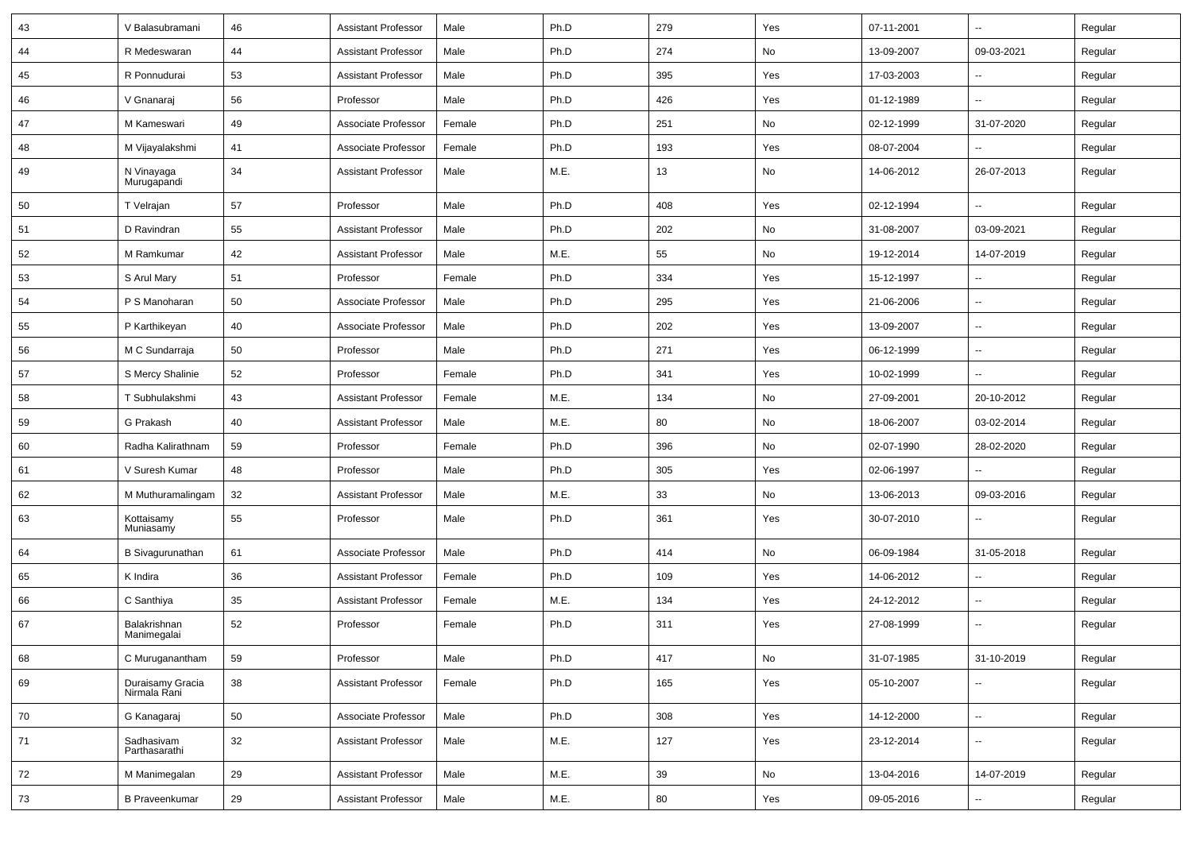| 43 | V Balasubramani | 46 | Assistant Professor | Male | Ph.D | 279 | Yes | 07-11-2001 | -- | Regular |
|---|---|---|---|---|---|---|---|---|---|---|
| 44 | R Medeswaran | 44 | Assistant Professor | Male | Ph.D | 274 | No | 13-09-2007 | 09-03-2021 | Regular |
| 45 | R Ponnudurai | 53 | Assistant Professor | Male | Ph.D | 395 | Yes | 17-03-2003 | -- | Regular |
| 46 | V Gnanaraj | 56 | Professor | Male | Ph.D | 426 | Yes | 01-12-1989 | -- | Regular |
| 47 | M Kameswari | 49 | Associate Professor | Female | Ph.D | 251 | No | 02-12-1999 | 31-07-2020 | Regular |
| 48 | M Vijayalakshmi | 41 | Associate Professor | Female | Ph.D | 193 | Yes | 08-07-2004 | -- | Regular |
| 49 | N Vinayaga Murugapandi | 34 | Assistant Professor | Male | M.E. | 13 | No | 14-06-2012 | 26-07-2013 | Regular |
| 50 | T Velrajan | 57 | Professor | Male | Ph.D | 408 | Yes | 02-12-1994 | -- | Regular |
| 51 | D Ravindran | 55 | Assistant Professor | Male | Ph.D | 202 | No | 31-08-2007 | 03-09-2021 | Regular |
| 52 | M Ramkumar | 42 | Assistant Professor | Male | M.E. | 55 | No | 19-12-2014 | 14-07-2019 | Regular |
| 53 | S Arul Mary | 51 | Professor | Female | Ph.D | 334 | Yes | 15-12-1997 | -- | Regular |
| 54 | P S Manoharan | 50 | Associate Professor | Male | Ph.D | 295 | Yes | 21-06-2006 | -- | Regular |
| 55 | P Karthikeyan | 40 | Associate Professor | Male | Ph.D | 202 | Yes | 13-09-2007 | -- | Regular |
| 56 | M C Sundarraja | 50 | Professor | Male | Ph.D | 271 | Yes | 06-12-1999 | -- | Regular |
| 57 | S Mercy Shalinie | 52 | Professor | Female | Ph.D | 341 | Yes | 10-02-1999 | -- | Regular |
| 58 | T Subhulakshmi | 43 | Assistant Professor | Female | M.E. | 134 | No | 27-09-2001 | 20-10-2012 | Regular |
| 59 | G Prakash | 40 | Assistant Professor | Male | M.E. | 80 | No | 18-06-2007 | 03-02-2014 | Regular |
| 60 | Radha Kalirathnam | 59 | Professor | Female | Ph.D | 396 | No | 02-07-1990 | 28-02-2020 | Regular |
| 61 | V Suresh Kumar | 48 | Professor | Male | Ph.D | 305 | Yes | 02-06-1997 | -- | Regular |
| 62 | M Muthuramalingam | 32 | Assistant Professor | Male | M.E. | 33 | No | 13-06-2013 | 09-03-2016 | Regular |
| 63 | Kottaisamy Muniasamy | 55 | Professor | Male | Ph.D | 361 | Yes | 30-07-2010 | -- | Regular |
| 64 | B Sivagurunathan | 61 | Associate Professor | Male | Ph.D | 414 | No | 06-09-1984 | 31-05-2018 | Regular |
| 65 | K Indira | 36 | Assistant Professor | Female | Ph.D | 109 | Yes | 14-06-2012 | -- | Regular |
| 66 | C Santhiya | 35 | Assistant Professor | Female | M.E. | 134 | Yes | 24-12-2012 | -- | Regular |
| 67 | Balakrishnan Manimegalai | 52 | Professor | Female | Ph.D | 311 | Yes | 27-08-1999 | -- | Regular |
| 68 | C Muruganantham | 59 | Professor | Male | Ph.D | 417 | No | 31-07-1985 | 31-10-2019 | Regular |
| 69 | Duraisamy Gracia Nirmala Rani | 38 | Assistant Professor | Female | Ph.D | 165 | Yes | 05-10-2007 | -- | Regular |
| 70 | G Kanagaraj | 50 | Associate Professor | Male | Ph.D | 308 | Yes | 14-12-2000 | -- | Regular |
| 71 | Sadhasivam Parthasarathi | 32 | Assistant Professor | Male | M.E. | 127 | Yes | 23-12-2014 | -- | Regular |
| 72 | M Manimegalan | 29 | Assistant Professor | Male | M.E. | 39 | No | 13-04-2016 | 14-07-2019 | Regular |
| 73 | B Praveenkumar | 29 | Assistant Professor | Male | M.E. | 80 | Yes | 09-05-2016 | -- | Regular |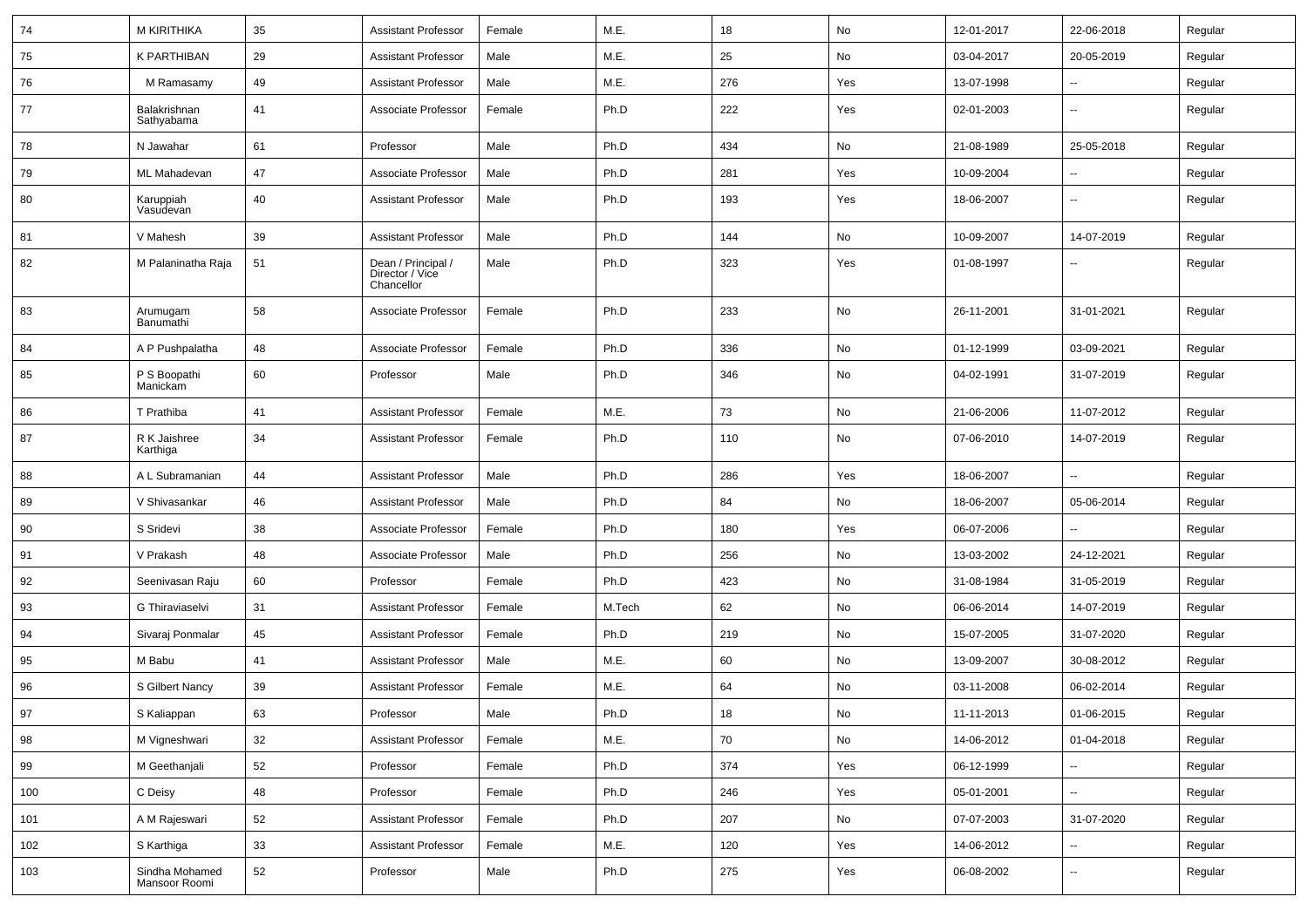| 74 | M KIRITHIKA | 35 | Assistant Professor | Female | M.E. | 18 | No | 12-01-2017 | 22-06-2018 | Regular |
|---|---|---|---|---|---|---|---|---|---|---|
| 75 | K PARTHIBAN | 29 | Assistant Professor | Male | M.E. | 25 | No | 03-04-2017 | 20-05-2019 | Regular |
| 76 | M Ramasamy | 49 | Assistant Professor | Male | M.E. | 276 | Yes | 13-07-1998 | -- | Regular |
| 77 | Balakrishnan Sathyabama | 41 | Associate Professor | Female | Ph.D | 222 | Yes | 02-01-2003 | -- | Regular |
| 78 | N Jawahar | 61 | Professor | Male | Ph.D | 434 | No | 21-08-1989 | 25-05-2018 | Regular |
| 79 | ML Mahadevan | 47 | Associate Professor | Male | Ph.D | 281 | Yes | 10-09-2004 | -- | Regular |
| 80 | Karuppiah Vasudevan | 40 | Assistant Professor | Male | Ph.D | 193 | Yes | 18-06-2007 | -- | Regular |
| 81 | V Mahesh | 39 | Assistant Professor | Male | Ph.D | 144 | No | 10-09-2007 | 14-07-2019 | Regular |
| 82 | M Palaninatha Raja | 51 | Dean / Principal / Director / Vice Chancellor | Male | Ph.D | 323 | Yes | 01-08-1997 | -- | Regular |
| 83 | Arumugam Banumathi | 58 | Associate Professor | Female | Ph.D | 233 | No | 26-11-2001 | 31-01-2021 | Regular |
| 84 | A P Pushpalatha | 48 | Associate Professor | Female | Ph.D | 336 | No | 01-12-1999 | 03-09-2021 | Regular |
| 85 | P S Boopathi Manickam | 60 | Professor | Male | Ph.D | 346 | No | 04-02-1991 | 31-07-2019 | Regular |
| 86 | T Prathiba | 41 | Assistant Professor | Female | M.E. | 73 | No | 21-06-2006 | 11-07-2012 | Regular |
| 87 | R K Jaishree Karthiga | 34 | Assistant Professor | Female | Ph.D | 110 | No | 07-06-2010 | 14-07-2019 | Regular |
| 88 | A L Subramanian | 44 | Assistant Professor | Male | Ph.D | 286 | Yes | 18-06-2007 | -- | Regular |
| 89 | V Shivasankar | 46 | Assistant Professor | Male | Ph.D | 84 | No | 18-06-2007 | 05-06-2014 | Regular |
| 90 | S Sridevi | 38 | Associate Professor | Female | Ph.D | 180 | Yes | 06-07-2006 | -- | Regular |
| 91 | V Prakash | 48 | Associate Professor | Male | Ph.D | 256 | No | 13-03-2002 | 24-12-2021 | Regular |
| 92 | Seenivasan Raju | 60 | Professor | Female | Ph.D | 423 | No | 31-08-1984 | 31-05-2019 | Regular |
| 93 | G Thiraviaselvi | 31 | Assistant Professor | Female | M.Tech | 62 | No | 06-06-2014 | 14-07-2019 | Regular |
| 94 | Sivaraj Ponmalar | 45 | Assistant Professor | Female | Ph.D | 219 | No | 15-07-2005 | 31-07-2020 | Regular |
| 95 | M Babu | 41 | Assistant Professor | Male | M.E. | 60 | No | 13-09-2007 | 30-08-2012 | Regular |
| 96 | S Gilbert Nancy | 39 | Assistant Professor | Female | M.E. | 64 | No | 03-11-2008 | 06-02-2014 | Regular |
| 97 | S Kaliappan | 63 | Professor | Male | Ph.D | 18 | No | 11-11-2013 | 01-06-2015 | Regular |
| 98 | M Vigneshwari | 32 | Assistant Professor | Female | M.E. | 70 | No | 14-06-2012 | 01-04-2018 | Regular |
| 99 | M Geethanjali | 52 | Professor | Female | Ph.D | 374 | Yes | 06-12-1999 | -- | Regular |
| 100 | C Deisy | 48 | Professor | Female | Ph.D | 246 | Yes | 05-01-2001 | -- | Regular |
| 101 | A M Rajeswari | 52 | Assistant Professor | Female | Ph.D | 207 | No | 07-07-2003 | 31-07-2020 | Regular |
| 102 | S Karthiga | 33 | Assistant Professor | Female | M.E. | 120 | Yes | 14-06-2012 | -- | Regular |
| 103 | Sindha Mohamed Mansoor Roomi | 52 | Professor | Male | Ph.D | 275 | Yes | 06-08-2002 | -- | Regular |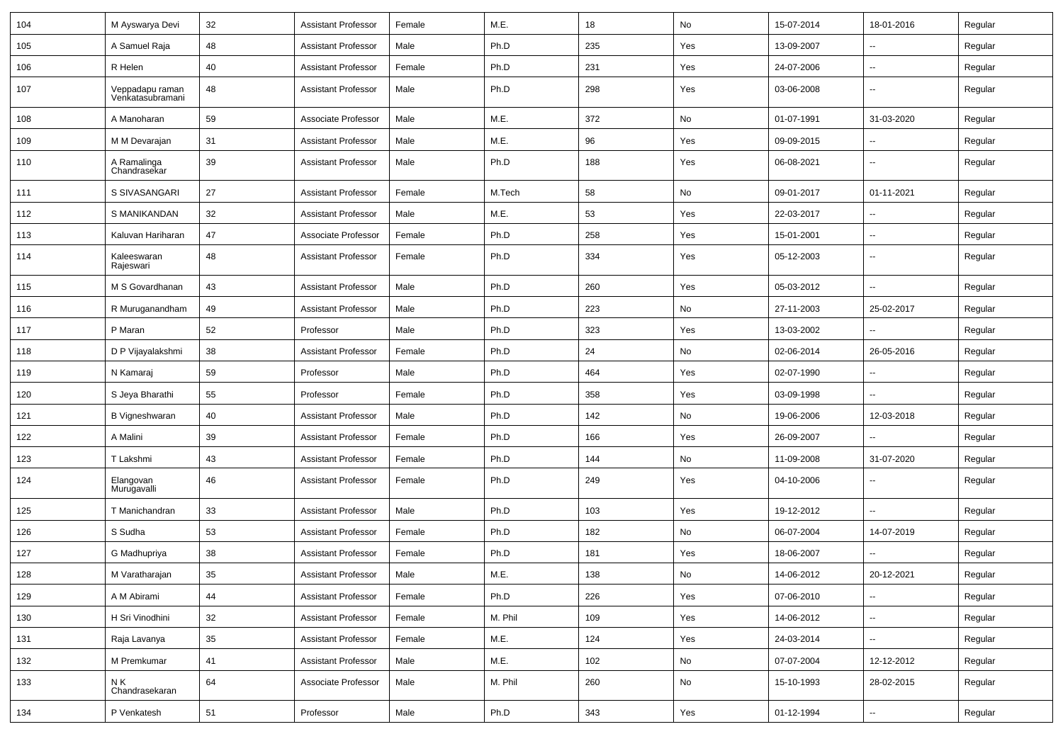| 104 | M Ayswarya Devi | 32 | Assistant Professor | Female | M.E. | 18 | No | 15-07-2014 | 18-01-2016 | Regular |
|---|---|---|---|---|---|---|---|---|---|---|
| 105 | A Samuel Raja | 48 | Assistant Professor | Male | Ph.D | 235 | Yes | 13-09-2007 | -- | Regular |
| 106 | R Helen | 40 | Assistant Professor | Female | Ph.D | 231 | Yes | 24-07-2006 | -- | Regular |
| 107 | Veppadapu raman Venkatasubramani | 48 | Assistant Professor | Male | Ph.D | 298 | Yes | 03-06-2008 | -- | Regular |
| 108 | A Manoharan | 59 | Associate Professor | Male | M.E. | 372 | No | 01-07-1991 | 31-03-2020 | Regular |
| 109 | M M Devarajan | 31 | Assistant Professor | Male | M.E. | 96 | Yes | 09-09-2015 | -- | Regular |
| 110 | A Ramalinga Chandrasekar | 39 | Assistant Professor | Male | Ph.D | 188 | Yes | 06-08-2021 | -- | Regular |
| 111 | S SIVASANGARI | 27 | Assistant Professor | Female | M.Tech | 58 | No | 09-01-2017 | 01-11-2021 | Regular |
| 112 | S MANIKANDAN | 32 | Assistant Professor | Male | M.E. | 53 | Yes | 22-03-2017 | -- | Regular |
| 113 | Kaluvan Hariharan | 47 | Associate Professor | Female | Ph.D | 258 | Yes | 15-01-2001 | -- | Regular |
| 114 | Kaleeswaran Rajeswari | 48 | Assistant Professor | Female | Ph.D | 334 | Yes | 05-12-2003 | -- | Regular |
| 115 | M S Govardhanan | 43 | Assistant Professor | Male | Ph.D | 260 | Yes | 05-03-2012 | -- | Regular |
| 116 | R Muruganandham | 49 | Assistant Professor | Male | Ph.D | 223 | No | 27-11-2003 | 25-02-2017 | Regular |
| 117 | P Maran | 52 | Professor | Male | Ph.D | 323 | Yes | 13-03-2002 | -- | Regular |
| 118 | D P Vijayalakshmi | 38 | Assistant Professor | Female | Ph.D | 24 | No | 02-06-2014 | 26-05-2016 | Regular |
| 119 | N Kamaraj | 59 | Professor | Male | Ph.D | 464 | Yes | 02-07-1990 | -- | Regular |
| 120 | S Jeya Bharathi | 55 | Professor | Female | Ph.D | 358 | Yes | 03-09-1998 | -- | Regular |
| 121 | B Vigneshwaran | 40 | Assistant Professor | Male | Ph.D | 142 | No | 19-06-2006 | 12-03-2018 | Regular |
| 122 | A Malini | 39 | Assistant Professor | Female | Ph.D | 166 | Yes | 26-09-2007 | -- | Regular |
| 123 | T Lakshmi | 43 | Assistant Professor | Female | Ph.D | 144 | No | 11-09-2008 | 31-07-2020 | Regular |
| 124 | Elangovan Murugavalli | 46 | Assistant Professor | Female | Ph.D | 249 | Yes | 04-10-2006 | -- | Regular |
| 125 | T Manichandran | 33 | Assistant Professor | Male | Ph.D | 103 | Yes | 19-12-2012 | -- | Regular |
| 126 | S Sudha | 53 | Assistant Professor | Female | Ph.D | 182 | No | 06-07-2004 | 14-07-2019 | Regular |
| 127 | G Madhupriya | 38 | Assistant Professor | Female | Ph.D | 181 | Yes | 18-06-2007 | -- | Regular |
| 128 | M Varatharajan | 35 | Assistant Professor | Male | M.E. | 138 | No | 14-06-2012 | 20-12-2021 | Regular |
| 129 | A M Abirami | 44 | Assistant Professor | Female | Ph.D | 226 | Yes | 07-06-2010 | -- | Regular |
| 130 | H Sri Vinodhini | 32 | Assistant Professor | Female | M. Phil | 109 | Yes | 14-06-2012 | -- | Regular |
| 131 | Raja Lavanya | 35 | Assistant Professor | Female | M.E. | 124 | Yes | 24-03-2014 | -- | Regular |
| 132 | M Premkumar | 41 | Assistant Professor | Male | M.E. | 102 | No | 07-07-2004 | 12-12-2012 | Regular |
| 133 | N K Chandrasekaran | 64 | Associate Professor | Male | M. Phil | 260 | No | 15-10-1993 | 28-02-2015 | Regular |
| 134 | P Venkatesh | 51 | Professor | Male | Ph.D | 343 | Yes | 01-12-1994 | -- | Regular |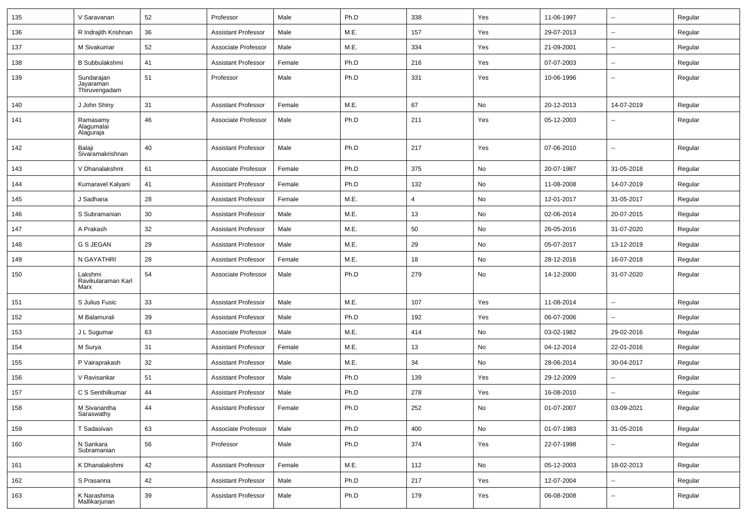| | | | | | | | | | | |
|---|---|---|---|---|---|---|---|---|---|---|
| 135 | V Saravanan | 52 | Professor | Male | Ph.D | 338 | Yes | 11-06-1997 | -- | Regular |
| 136 | R Indrajith Krishnan | 36 | Assistant Professor | Male | M.E. | 157 | Yes | 29-07-2013 | -- | Regular |
| 137 | M Sivakumar | 52 | Associate Professor | Male | M.E. | 334 | Yes | 21-09-2001 | -- | Regular |
| 138 | B Subbulakshmi | 41 | Assistant Professor | Female | Ph.D | 216 | Yes | 07-07-2003 | -- | Regular |
| 139 | Sundarajan Jayaraman Thiruvengadam | 51 | Professor | Male | Ph.D | 331 | Yes | 10-06-1996 | -- | Regular |
| 140 | J John Shiny | 31 | Assistant Professor | Female | M.E. | 67 | No | 20-12-2013 | 14-07-2019 | Regular |
| 141 | Ramasamy Alagumalai Alaguraja | 46 | Associate Professor | Male | Ph.D | 211 | Yes | 05-12-2003 | -- | Regular |
| 142 | Balaji Sivaramakrishnan | 40 | Assistant Professor | Male | Ph.D | 217 | Yes | 07-06-2010 | -- | Regular |
| 143 | V Dhanalakshmi | 61 | Associate Professor | Female | Ph.D | 375 | No | 20-07-1987 | 31-05-2018 | Regular |
| 144 | Kumaravel Kalyani | 41 | Assistant Professor | Female | Ph.D | 132 | No | 11-08-2008 | 14-07-2019 | Regular |
| 145 | J Sadhana | 28 | Assistant Professor | Female | M.E. | 4 | No | 12-01-2017 | 31-05-2017 | Regular |
| 146 | S Subramanian | 30 | Assistant Professor | Male | M.E. | 13 | No | 02-06-2014 | 20-07-2015 | Regular |
| 147 | A Prakash | 32 | Assistant Professor | Male | M.E. | 50 | No | 26-05-2016 | 31-07-2020 | Regular |
| 148 | G S JEGAN | 29 | Assistant Professor | Male | M.E. | 29 | No | 05-07-2017 | 13-12-2019 | Regular |
| 149 | N GAYATHRI | 28 | Assistant Professor | Female | M.E. | 18 | No | 28-12-2016 | 16-07-2018 | Regular |
| 150 | Lakshmi Ravikularaman Karl Marx | 54 | Associate Professor | Male | Ph.D | 279 | No | 14-12-2000 | 31-07-2020 | Regular |
| 151 | S Julius Fusic | 33 | Assistant Professor | Male | M.E. | 107 | Yes | 11-08-2014 | -- | Regular |
| 152 | M Balamurali | 39 | Assistant Professor | Male | Ph.D | 192 | Yes | 06-07-2006 | -- | Regular |
| 153 | J L Sugumar | 63 | Associate Professor | Male | M.E. | 414 | No | 03-02-1982 | 29-02-2016 | Regular |
| 154 | M Surya | 31 | Assistant Professor | Female | M.E. | 13 | No | 04-12-2014 | 22-01-2016 | Regular |
| 155 | P Vairaprakash | 32 | Assistant Professor | Male | M.E. | 34 | No | 28-06-2014 | 30-04-2017 | Regular |
| 156 | V Ravisankar | 51 | Assistant Professor | Male | Ph.D | 139 | Yes | 29-12-2009 | -- | Regular |
| 157 | C S Senthilkumar | 44 | Assistant Professor | Male | Ph.D | 278 | Yes | 16-08-2010 | -- | Regular |
| 158 | M Sivanantha Saraswathy | 44 | Assistant Professor | Female | Ph.D | 252 | No | 01-07-2007 | 03-09-2021 | Regular |
| 159 | T Sadasivan | 63 | Associate Professor | Male | Ph.D | 400 | No | 01-07-1983 | 31-05-2016 | Regular |
| 160 | N Sankara Subramanian | 56 | Professor | Male | Ph.D | 374 | Yes | 22-07-1998 | -- | Regular |
| 161 | K Dhanalakshmi | 42 | Assistant Professor | Female | M.E. | 112 | No | 05-12-2003 | 18-02-2013 | Regular |
| 162 | S Prasanna | 42 | Assistant Professor | Male | Ph.D | 217 | Yes | 12-07-2004 | -- | Regular |
| 163 | K Narashima Mallikarjunan | 39 | Assistant Professor | Male | Ph.D | 179 | Yes | 06-08-2008 | -- | Regular |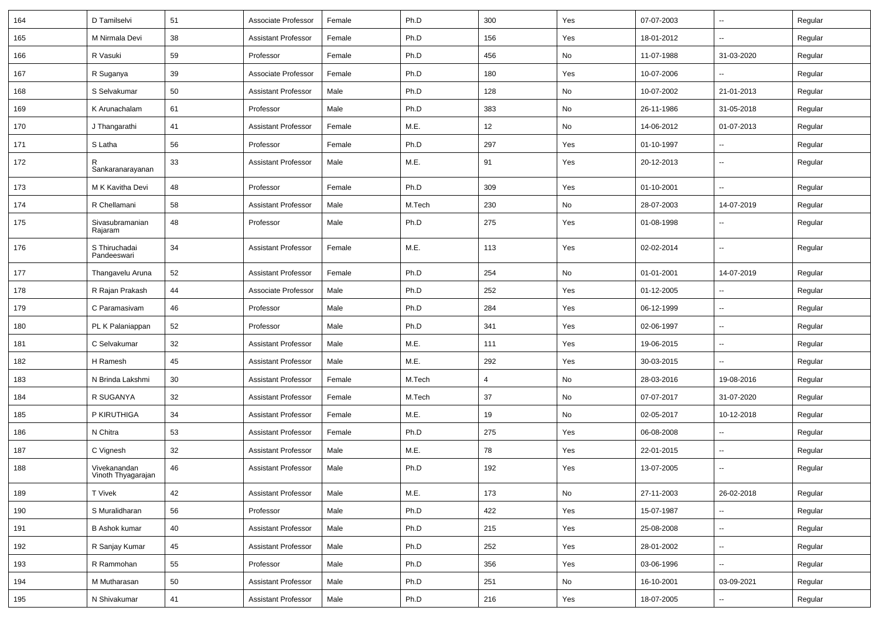| 164 | D Tamilselvi | 51 | Associate Professor | Female | Ph.D | 300 | Yes | 07-07-2003 | -- | Regular |
|---|---|---|---|---|---|---|---|---|---|---|
| 165 | M Nirmala Devi | 38 | Assistant Professor | Female | Ph.D | 156 | Yes | 18-01-2012 | -- | Regular |
| 166 | R Vasuki | 59 | Professor | Female | Ph.D | 456 | No | 11-07-1988 | 31-03-2020 | Regular |
| 167 | R Suganya | 39 | Associate Professor | Female | Ph.D | 180 | Yes | 10-07-2006 | -- | Regular |
| 168 | S Selvakumar | 50 | Assistant Professor | Male | Ph.D | 128 | No | 10-07-2002 | 21-01-2013 | Regular |
| 169 | K Arunachalam | 61 | Professor | Male | Ph.D | 383 | No | 26-11-1986 | 31-05-2018 | Regular |
| 170 | J Thangarathi | 41 | Assistant Professor | Female | M.E. | 12 | No | 14-06-2012 | 01-07-2013 | Regular |
| 171 | S Latha | 56 | Professor | Female | Ph.D | 297 | Yes | 01-10-1997 | -- | Regular |
| 172 | R Sankaranarayanan | 33 | Assistant Professor | Male | M.E. | 91 | Yes | 20-12-2013 | -- | Regular |
| 173 | M K Kavitha Devi | 48 | Professor | Female | Ph.D | 309 | Yes | 01-10-2001 | -- | Regular |
| 174 | R Chellamani | 58 | Assistant Professor | Male | M.Tech | 230 | No | 28-07-2003 | 14-07-2019 | Regular |
| 175 | Sivasubramanian Rajaram | 48 | Professor | Male | Ph.D | 275 | Yes | 01-08-1998 | -- | Regular |
| 176 | S Thiruchadai Pandeeswari | 34 | Assistant Professor | Female | M.E. | 113 | Yes | 02-02-2014 | -- | Regular |
| 177 | Thangavelu Aruna | 52 | Assistant Professor | Female | Ph.D | 254 | No | 01-01-2001 | 14-07-2019 | Regular |
| 178 | R Rajan Prakash | 44 | Associate Professor | Male | Ph.D | 252 | Yes | 01-12-2005 | -- | Regular |
| 179 | C Paramasivam | 46 | Professor | Male | Ph.D | 284 | Yes | 06-12-1999 | -- | Regular |
| 180 | PL K Palaniappan | 52 | Professor | Male | Ph.D | 341 | Yes | 02-06-1997 | -- | Regular |
| 181 | C Selvakumar | 32 | Assistant Professor | Male | M.E. | 111 | Yes | 19-06-2015 | -- | Regular |
| 182 | H Ramesh | 45 | Assistant Professor | Male | M.E. | 292 | Yes | 30-03-2015 | -- | Regular |
| 183 | N Brinda Lakshmi | 30 | Assistant Professor | Female | M.Tech | 4 | No | 28-03-2016 | 19-08-2016 | Regular |
| 184 | R SUGANYA | 32 | Assistant Professor | Female | M.Tech | 37 | No | 07-07-2017 | 31-07-2020 | Regular |
| 185 | P KIRUTHIGA | 34 | Assistant Professor | Female | M.E. | 19 | No | 02-05-2017 | 10-12-2018 | Regular |
| 186 | N Chitra | 53 | Assistant Professor | Female | Ph.D | 275 | Yes | 06-08-2008 | -- | Regular |
| 187 | C Vignesh | 32 | Assistant Professor | Male | M.E. | 78 | Yes | 22-01-2015 | -- | Regular |
| 188 | Vivekanandan Vinoth Thyagarajan | 46 | Assistant Professor | Male | Ph.D | 192 | Yes | 13-07-2005 | -- | Regular |
| 189 | T Vivek | 42 | Assistant Professor | Male | M.E. | 173 | No | 27-11-2003 | 26-02-2018 | Regular |
| 190 | S Muralidharan | 56 | Professor | Male | Ph.D | 422 | Yes | 15-07-1987 | -- | Regular |
| 191 | B Ashok kumar | 40 | Assistant Professor | Male | Ph.D | 215 | Yes | 25-08-2008 | -- | Regular |
| 192 | R Sanjay Kumar | 45 | Assistant Professor | Male | Ph.D | 252 | Yes | 28-01-2002 | -- | Regular |
| 193 | R Rammohan | 55 | Professor | Male | Ph.D | 356 | Yes | 03-06-1996 | -- | Regular |
| 194 | M Mutharasan | 50 | Assistant Professor | Male | Ph.D | 251 | No | 16-10-2001 | 03-09-2021 | Regular |
| 195 | N Shivakumar | 41 | Assistant Professor | Male | Ph.D | 216 | Yes | 18-07-2005 | -- | Regular |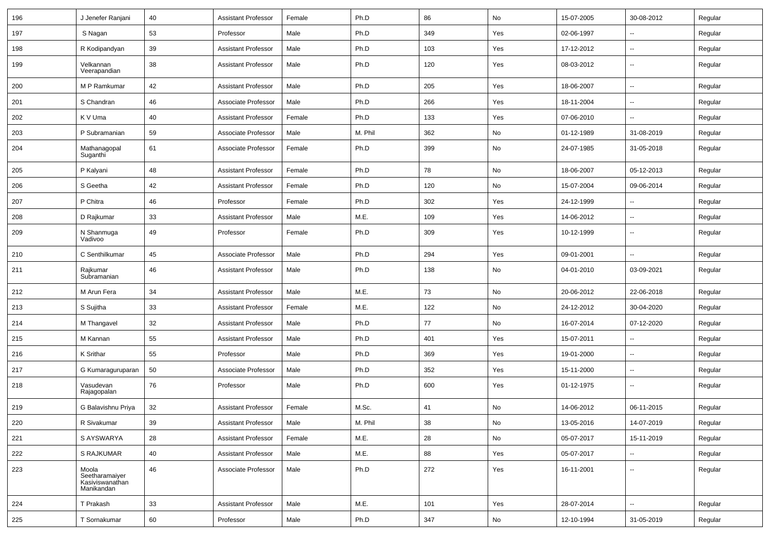| 196 | J Jenefer Ranjani | 40 | Assistant Professor | Female | Ph.D | 86 | No | 15-07-2005 | 30-08-2012 | Regular |
|---|---|---|---|---|---|---|---|---|---|---|
| 197 | S Nagan | 53 | Professor | Male | Ph.D | 349 | Yes | 02-06-1997 | -- | Regular |
| 198 | R Kodipandyan | 39 | Assistant Professor | Male | Ph.D | 103 | Yes | 17-12-2012 | -- | Regular |
| 199 | Velkannan Veerapandian | 38 | Assistant Professor | Male | Ph.D | 120 | Yes | 08-03-2012 | -- | Regular |
| 200 | M P Ramkumar | 42 | Assistant Professor | Male | Ph.D | 205 | Yes | 18-06-2007 | -- | Regular |
| 201 | S Chandran | 46 | Associate Professor | Male | Ph.D | 266 | Yes | 18-11-2004 | -- | Regular |
| 202 | K V Uma | 40 | Assistant Professor | Female | Ph.D | 133 | Yes | 07-06-2010 | -- | Regular |
| 203 | P Subramanian | 59 | Associate Professor | Male | M. Phil | 362 | No | 01-12-1989 | 31-08-2019 | Regular |
| 204 | Mathanagopal Suganthi | 61 | Associate Professor | Female | Ph.D | 399 | No | 24-07-1985 | 31-05-2018 | Regular |
| 205 | P Kalyani | 48 | Assistant Professor | Female | Ph.D | 78 | No | 18-06-2007 | 05-12-2013 | Regular |
| 206 | S Geetha | 42 | Assistant Professor | Female | Ph.D | 120 | No | 15-07-2004 | 09-06-2014 | Regular |
| 207 | P Chitra | 46 | Professor | Female | Ph.D | 302 | Yes | 24-12-1999 | -- | Regular |
| 208 | D Rajkumar | 33 | Assistant Professor | Male | M.E. | 109 | Yes | 14-06-2012 | -- | Regular |
| 209 | N Shanmuga Vadivoo | 49 | Professor | Female | Ph.D | 309 | Yes | 10-12-1999 | -- | Regular |
| 210 | C Senthilkumar | 45 | Associate Professor | Male | Ph.D | 294 | Yes | 09-01-2001 | -- | Regular |
| 211 | Rajkumar Subramanian | 46 | Assistant Professor | Male | Ph.D | 138 | No | 04-01-2010 | 03-09-2021 | Regular |
| 212 | M Arun Fera | 34 | Assistant Professor | Male | M.E. | 73 | No | 20-06-2012 | 22-06-2018 | Regular |
| 213 | S Sujitha | 33 | Assistant Professor | Female | M.E. | 122 | No | 24-12-2012 | 30-04-2020 | Regular |
| 214 | M Thangavel | 32 | Assistant Professor | Male | Ph.D | 77 | No | 16-07-2014 | 07-12-2020 | Regular |
| 215 | M Kannan | 55 | Assistant Professor | Male | Ph.D | 401 | Yes | 15-07-2011 | -- | Regular |
| 216 | K Srithar | 55 | Professor | Male | Ph.D | 369 | Yes | 19-01-2000 | -- | Regular |
| 217 | G Kumaraguruparan | 50 | Associate Professor | Male | Ph.D | 352 | Yes | 15-11-2000 | -- | Regular |
| 218 | Vasudevan Rajagopalan | 76 | Professor | Male | Ph.D | 600 | Yes | 01-12-1975 | -- | Regular |
| 219 | G Balavishnu Priya | 32 | Assistant Professor | Female | M.Sc. | 41 | No | 14-06-2012 | 06-11-2015 | Regular |
| 220 | R Sivakumar | 39 | Assistant Professor | Male | M. Phil | 38 | No | 13-05-2016 | 14-07-2019 | Regular |
| 221 | S AYSWARYA | 28 | Assistant Professor | Female | M.E. | 28 | No | 05-07-2017 | 15-11-2019 | Regular |
| 222 | S RAJKUMAR | 40 | Assistant Professor | Male | M.E. | 88 | Yes | 05-07-2017 | -- | Regular |
| 223 | Moola Seetharamaiyer Kasiviswanathan Manikandan | 46 | Associate Professor | Male | Ph.D | 272 | Yes | 16-11-2001 | -- | Regular |
| 224 | T Prakash | 33 | Assistant Professor | Male | M.E. | 101 | Yes | 28-07-2014 | -- | Regular |
| 225 | T Sornakumar | 60 | Professor | Male | Ph.D | 347 | No | 12-10-1994 | 31-05-2019 | Regular |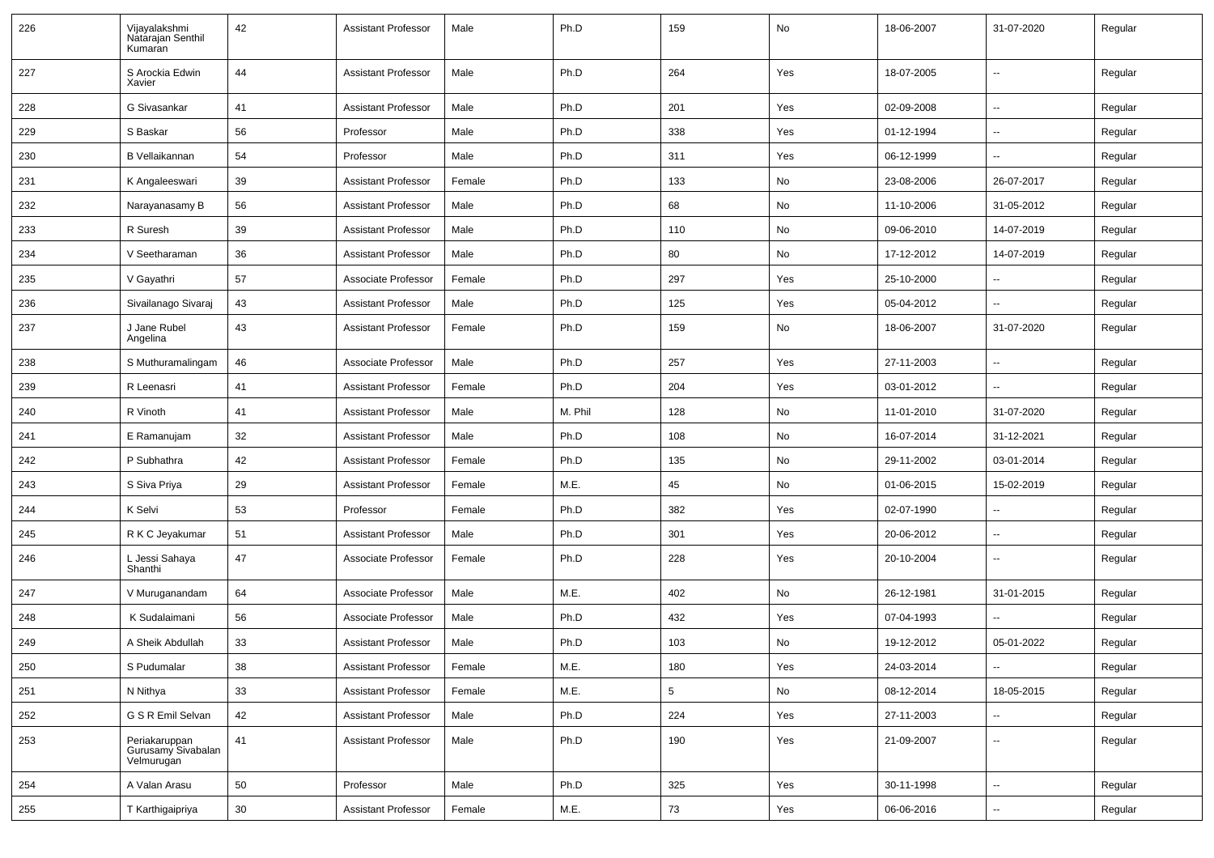| 226 | Vijayalakshmi Natarajan Senthil Kumaran | 42 | Assistant Professor | Male | Ph.D | 159 | No | 18-06-2007 | 31-07-2020 | Regular |
|---|---|---|---|---|---|---|---|---|---|---|
| 227 | S Arockia Edwin Xavier | 44 | Assistant Professor | Male | Ph.D | 264 | Yes | 18-07-2005 | -- | Regular |
| 228 | G Sivasankar | 41 | Assistant Professor | Male | Ph.D | 201 | Yes | 02-09-2008 | -- | Regular |
| 229 | S Baskar | 56 | Professor | Male | Ph.D | 338 | Yes | 01-12-1994 | -- | Regular |
| 230 | B Vellaikannan | 54 | Professor | Male | Ph.D | 311 | Yes | 06-12-1999 | -- | Regular |
| 231 | K Angaleeswari | 39 | Assistant Professor | Female | Ph.D | 133 | No | 23-08-2006 | 26-07-2017 | Regular |
| 232 | Narayanasamy B | 56 | Assistant Professor | Male | Ph.D | 68 | No | 11-10-2006 | 31-05-2012 | Regular |
| 233 | R Suresh | 39 | Assistant Professor | Male | Ph.D | 110 | No | 09-06-2010 | 14-07-2019 | Regular |
| 234 | V Seetharaman | 36 | Assistant Professor | Male | Ph.D | 80 | No | 17-12-2012 | 14-07-2019 | Regular |
| 235 | V Gayathri | 57 | Associate Professor | Female | Ph.D | 297 | Yes | 25-10-2000 | -- | Regular |
| 236 | Sivailanago Sivaraj | 43 | Assistant Professor | Male | Ph.D | 125 | Yes | 05-04-2012 | -- | Regular |
| 237 | J Jane Rubel Angelina | 43 | Assistant Professor | Female | Ph.D | 159 | No | 18-06-2007 | 31-07-2020 | Regular |
| 238 | S Muthuramalingam | 46 | Associate Professor | Male | Ph.D | 257 | Yes | 27-11-2003 | -- | Regular |
| 239 | R Leenasri | 41 | Assistant Professor | Female | Ph.D | 204 | Yes | 03-01-2012 | -- | Regular |
| 240 | R Vinoth | 41 | Assistant Professor | Male | M. Phil | 128 | No | 11-01-2010 | 31-07-2020 | Regular |
| 241 | E Ramanujam | 32 | Assistant Professor | Male | Ph.D | 108 | No | 16-07-2014 | 31-12-2021 | Regular |
| 242 | P Subhathra | 42 | Assistant Professor | Female | Ph.D | 135 | No | 29-11-2002 | 03-01-2014 | Regular |
| 243 | S Siva Priya | 29 | Assistant Professor | Female | M.E. | 45 | No | 01-06-2015 | 15-02-2019 | Regular |
| 244 | K Selvi | 53 | Professor | Female | Ph.D | 382 | Yes | 02-07-1990 | -- | Regular |
| 245 | R K C Jeyakumar | 51 | Assistant Professor | Male | Ph.D | 301 | Yes | 20-06-2012 | -- | Regular |
| 246 | L Jessi Sahaya Shanthi | 47 | Associate Professor | Female | Ph.D | 228 | Yes | 20-10-2004 | -- | Regular |
| 247 | V Muruganandam | 64 | Associate Professor | Male | M.E. | 402 | No | 26-12-1981 | 31-01-2015 | Regular |
| 248 | K Sudalaimani | 56 | Associate Professor | Male | Ph.D | 432 | Yes | 07-04-1993 | -- | Regular |
| 249 | A Sheik Abdullah | 33 | Assistant Professor | Male | Ph.D | 103 | No | 19-12-2012 | 05-01-2022 | Regular |
| 250 | S Pudumalar | 38 | Assistant Professor | Female | M.E. | 180 | Yes | 24-03-2014 | -- | Regular |
| 251 | N Nithya | 33 | Assistant Professor | Female | M.E. | 5 | No | 08-12-2014 | 18-05-2015 | Regular |
| 252 | G S R Emil Selvan | 42 | Assistant Professor | Male | Ph.D | 224 | Yes | 27-11-2003 | -- | Regular |
| 253 | Periakaruppan Gurusamy Sivabalan Velmurugan | 41 | Assistant Professor | Male | Ph.D | 190 | Yes | 21-09-2007 | -- | Regular |
| 254 | A Valan Arasu | 50 | Professor | Male | Ph.D | 325 | Yes | 30-11-1998 | -- | Regular |
| 255 | T Karthigaipriya | 30 | Assistant Professor | Female | M.E. | 73 | Yes | 06-06-2016 | -- | Regular |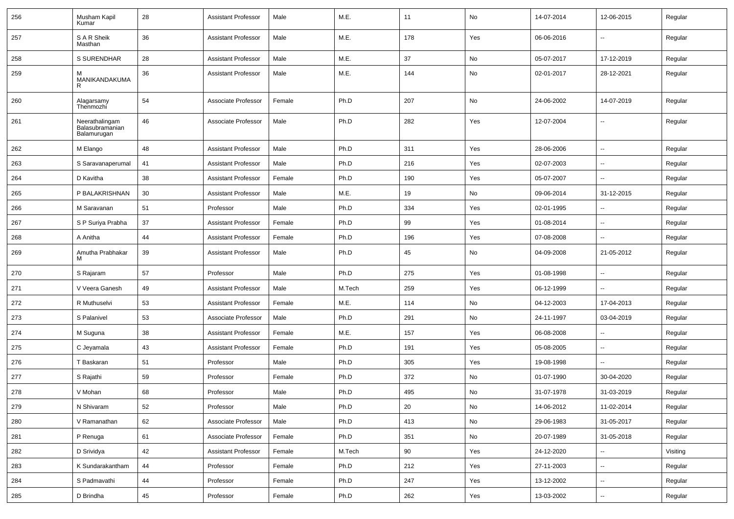| 256 | Musham Kapil Kumar | 28 | Assistant Professor | Male | M.E. | 11 | No | 14-07-2014 | 12-06-2015 | Regular |
|---|---|---|---|---|---|---|---|---|---|---|
| 257 | S A R Sheik Masthan | 36 | Assistant Professor | Male | M.E. | 178 | Yes | 06-06-2016 | -- | Regular |
| 258 | S SURENDHAR | 28 | Assistant Professor | Male | M.E. | 37 | No | 05-07-2017 | 17-12-2019 | Regular |
| 259 | M MANIKANDAKUMAR | 36 | Assistant Professor | Male | M.E. | 144 | No | 02-01-2017 | 28-12-2021 | Regular |
| 260 | Alagarsamy Thenmozhi | 54 | Associate Professor | Female | Ph.D | 207 | No | 24-06-2002 | 14-07-2019 | Regular |
| 261 | Neerathalingam Balasubramanian Balamurugan | 46 | Associate Professor | Male | Ph.D | 282 | Yes | 12-07-2004 | -- | Regular |
| 262 | M Elango | 48 | Assistant Professor | Male | Ph.D | 311 | Yes | 28-06-2006 | -- | Regular |
| 263 | S Saravanaperumal | 41 | Assistant Professor | Male | Ph.D | 216 | Yes | 02-07-2003 | -- | Regular |
| 264 | D Kavitha | 38 | Assistant Professor | Female | Ph.D | 190 | Yes | 05-07-2007 | -- | Regular |
| 265 | P BALAKRISHNAN | 30 | Assistant Professor | Male | M.E. | 19 | No | 09-06-2014 | 31-12-2015 | Regular |
| 266 | M Saravanan | 51 | Professor | Male | Ph.D | 334 | Yes | 02-01-1995 | -- | Regular |
| 267 | S P Suriya Prabha | 37 | Assistant Professor | Female | Ph.D | 99 | Yes | 01-08-2014 | -- | Regular |
| 268 | A Anitha | 44 | Assistant Professor | Female | Ph.D | 196 | Yes | 07-08-2008 | -- | Regular |
| 269 | Amutha Prabhakar M | 39 | Assistant Professor | Male | Ph.D | 45 | No | 04-09-2008 | 21-05-2012 | Regular |
| 270 | S Rajaram | 57 | Professor | Male | Ph.D | 275 | Yes | 01-08-1998 | -- | Regular |
| 271 | V Veera Ganesh | 49 | Assistant Professor | Male | M.Tech | 259 | Yes | 06-12-1999 | -- | Regular |
| 272 | R Muthuselvi | 53 | Assistant Professor | Female | M.E. | 114 | No | 04-12-2003 | 17-04-2013 | Regular |
| 273 | S Palanivel | 53 | Associate Professor | Male | Ph.D | 291 | No | 24-11-1997 | 03-04-2019 | Regular |
| 274 | M Suguna | 38 | Assistant Professor | Female | M.E. | 157 | Yes | 06-08-2008 | -- | Regular |
| 275 | C Jeyamala | 43 | Assistant Professor | Female | Ph.D | 191 | Yes | 05-08-2005 | -- | Regular |
| 276 | T Baskaran | 51 | Professor | Male | Ph.D | 305 | Yes | 19-08-1998 | -- | Regular |
| 277 | S Rajathi | 59 | Professor | Female | Ph.D | 372 | No | 01-07-1990 | 30-04-2020 | Regular |
| 278 | V Mohan | 68 | Professor | Male | Ph.D | 495 | No | 31-07-1978 | 31-03-2019 | Regular |
| 279 | N Shivaram | 52 | Professor | Male | Ph.D | 20 | No | 14-06-2012 | 11-02-2014 | Regular |
| 280 | V Ramanathan | 62 | Associate Professor | Male | Ph.D | 413 | No | 29-06-1983 | 31-05-2017 | Regular |
| 281 | P Renuga | 61 | Associate Professor | Female | Ph.D | 351 | No | 20-07-1989 | 31-05-2018 | Regular |
| 282 | D Srividya | 42 | Assistant Professor | Female | M.Tech | 90 | Yes | 24-12-2020 | -- | Visiting |
| 283 | K Sundarakantham | 44 | Professor | Female | Ph.D | 212 | Yes | 27-11-2003 | -- | Regular |
| 284 | S Padmavathi | 44 | Professor | Female | Ph.D | 247 | Yes | 13-12-2002 | -- | Regular |
| 285 | D Brindha | 45 | Professor | Female | Ph.D | 262 | Yes | 13-03-2002 | -- | Regular |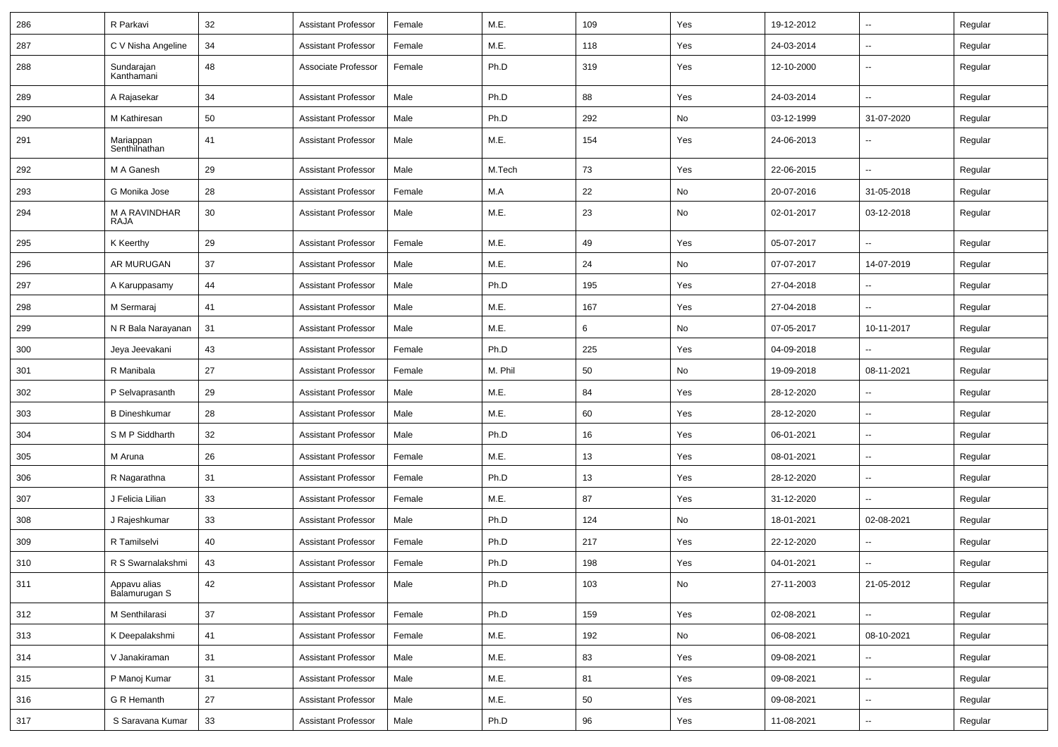| 286 | R Parkavi | 32 | Assistant Professor | Female | M.E. | 109 | Yes | 19-12-2012 | -- | Regular |
|---|---|---|---|---|---|---|---|---|---|---|
| 287 | C V Nisha Angeline | 34 | Assistant Professor | Female | M.E. | 118 | Yes | 24-03-2014 | -- | Regular |
| 288 | Sundarajan Kanthamani | 48 | Associate Professor | Female | Ph.D | 319 | Yes | 12-10-2000 | -- | Regular |
| 289 | A Rajasekar | 34 | Assistant Professor | Male | Ph.D | 88 | Yes | 24-03-2014 | -- | Regular |
| 290 | M Kathiresan | 50 | Assistant Professor | Male | Ph.D | 292 | No | 03-12-1999 | 31-07-2020 | Regular |
| 291 | Mariappan Senthilnathan | 41 | Assistant Professor | Male | M.E. | 154 | Yes | 24-06-2013 | -- | Regular |
| 292 | M A Ganesh | 29 | Assistant Professor | Male | M.Tech | 73 | Yes | 22-06-2015 | -- | Regular |
| 293 | G Monika Jose | 28 | Assistant Professor | Female | M.A | 22 | No | 20-07-2016 | 31-05-2018 | Regular |
| 294 | M A RAVINDHAR RAJA | 30 | Assistant Professor | Male | M.E. | 23 | No | 02-01-2017 | 03-12-2018 | Regular |
| 295 | K Keerthy | 29 | Assistant Professor | Female | M.E. | 49 | Yes | 05-07-2017 | -- | Regular |
| 296 | AR MURUGAN | 37 | Assistant Professor | Male | M.E. | 24 | No | 07-07-2017 | 14-07-2019 | Regular |
| 297 | A Karuppasamy | 44 | Assistant Professor | Male | Ph.D | 195 | Yes | 27-04-2018 | -- | Regular |
| 298 | M Sermaraj | 41 | Assistant Professor | Male | M.E. | 167 | Yes | 27-04-2018 | -- | Regular |
| 299 | N R Bala Narayanan | 31 | Assistant Professor | Male | M.E. | 6 | No | 07-05-2017 | 10-11-2017 | Regular |
| 300 | Jeya Jeevakani | 43 | Assistant Professor | Female | Ph.D | 225 | Yes | 04-09-2018 | -- | Regular |
| 301 | R Manibala | 27 | Assistant Professor | Female | M. Phil | 50 | No | 19-09-2018 | 08-11-2021 | Regular |
| 302 | P Selvaprasanth | 29 | Assistant Professor | Male | M.E. | 84 | Yes | 28-12-2020 | -- | Regular |
| 303 | B Dineshkumar | 28 | Assistant Professor | Male | M.E. | 60 | Yes | 28-12-2020 | -- | Regular |
| 304 | S M P Siddharth | 32 | Assistant Professor | Male | Ph.D | 16 | Yes | 06-01-2021 | -- | Regular |
| 305 | M Aruna | 26 | Assistant Professor | Female | M.E. | 13 | Yes | 08-01-2021 | -- | Regular |
| 306 | R Nagarathna | 31 | Assistant Professor | Female | Ph.D | 13 | Yes | 28-12-2020 | -- | Regular |
| 307 | J Felicia Lilian | 33 | Assistant Professor | Female | M.E. | 87 | Yes | 31-12-2020 | -- | Regular |
| 308 | J Rajeshkumar | 33 | Assistant Professor | Male | Ph.D | 124 | No | 18-01-2021 | 02-08-2021 | Regular |
| 309 | R Tamilselvi | 40 | Assistant Professor | Female | Ph.D | 217 | Yes | 22-12-2020 | -- | Regular |
| 310 | R S Swarnalakshmi | 43 | Assistant Professor | Female | Ph.D | 198 | Yes | 04-01-2021 | -- | Regular |
| 311 | Appavu alias Balamurugan S | 42 | Assistant Professor | Male | Ph.D | 103 | No | 27-11-2003 | 21-05-2012 | Regular |
| 312 | M Senthilarasi | 37 | Assistant Professor | Female | Ph.D | 159 | Yes | 02-08-2021 | -- | Regular |
| 313 | K Deepalakshmi | 41 | Assistant Professor | Female | M.E. | 192 | No | 06-08-2021 | 08-10-2021 | Regular |
| 314 | V Janakiraman | 31 | Assistant Professor | Male | M.E. | 83 | Yes | 09-08-2021 | -- | Regular |
| 315 | P Manoj Kumar | 31 | Assistant Professor | Male | M.E. | 81 | Yes | 09-08-2021 | -- | Regular |
| 316 | G R Hemanth | 27 | Assistant Professor | Male | M.E. | 50 | Yes | 09-08-2021 | -- | Regular |
| 317 | S Saravana Kumar | 33 | Assistant Professor | Male | Ph.D | 96 | Yes | 11-08-2021 | -- | Regular |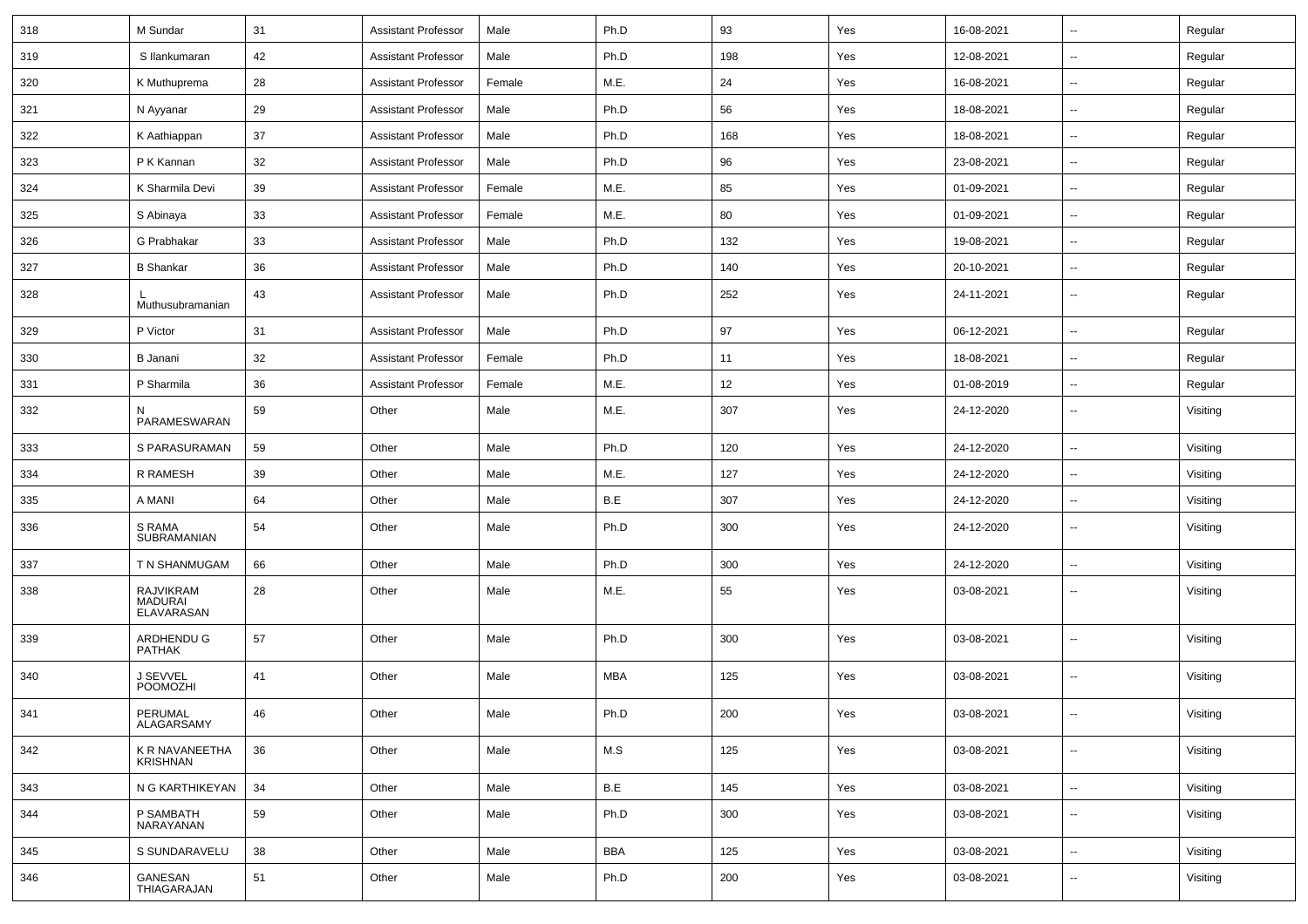| | | | | | | | | | | |
|---|---|---|---|---|---|---|---|---|---|---|
| 318 | M Sundar | 31 | Assistant Professor | Male | Ph.D | 93 | Yes | 16-08-2021 | -- | Regular |
| 319 | S Ilankumaran | 42 | Assistant Professor | Male | Ph.D | 198 | Yes | 12-08-2021 | -- | Regular |
| 320 | K Muthuprema | 28 | Assistant Professor | Female | M.E. | 24 | Yes | 16-08-2021 | -- | Regular |
| 321 | N Ayyanar | 29 | Assistant Professor | Male | Ph.D | 56 | Yes | 18-08-2021 | -- | Regular |
| 322 | K Aathiappan | 37 | Assistant Professor | Male | Ph.D | 168 | Yes | 18-08-2021 | -- | Regular |
| 323 | P K Kannan | 32 | Assistant Professor | Male | Ph.D | 96 | Yes | 23-08-2021 | -- | Regular |
| 324 | K Sharmila Devi | 39 | Assistant Professor | Female | M.E. | 85 | Yes | 01-09-2021 | -- | Regular |
| 325 | S Abinaya | 33 | Assistant Professor | Female | M.E. | 80 | Yes | 01-09-2021 | -- | Regular |
| 326 | G Prabhakar | 33 | Assistant Professor | Male | Ph.D | 132 | Yes | 19-08-2021 | -- | Regular |
| 327 | B Shankar | 36 | Assistant Professor | Male | Ph.D | 140 | Yes | 20-10-2021 | -- | Regular |
| 328 | L Muthusubramanian | 43 | Assistant Professor | Male | Ph.D | 252 | Yes | 24-11-2021 | -- | Regular |
| 329 | P Victor | 31 | Assistant Professor | Male | Ph.D | 97 | Yes | 06-12-2021 | -- | Regular |
| 330 | B Janani | 32 | Assistant Professor | Female | Ph.D | 11 | Yes | 18-08-2021 | -- | Regular |
| 331 | P Sharmila | 36 | Assistant Professor | Female | M.E. | 12 | Yes | 01-08-2019 | -- | Regular |
| 332 | N PARAMESWARAN | 59 | Other | Male | M.E. | 307 | Yes | 24-12-2020 | -- | Visiting |
| 333 | S PARASURAMAN | 59 | Other | Male | Ph.D | 120 | Yes | 24-12-2020 | -- | Visiting |
| 334 | R RAMESH | 39 | Other | Male | M.E. | 127 | Yes | 24-12-2020 | -- | Visiting |
| 335 | A MANI | 64 | Other | Male | B.E | 307 | Yes | 24-12-2020 | -- | Visiting |
| 336 | S RAMA SUBRAMANIAN | 54 | Other | Male | Ph.D | 300 | Yes | 24-12-2020 | -- | Visiting |
| 337 | T N SHANMUGAM | 66 | Other | Male | Ph.D | 300 | Yes | 24-12-2020 | -- | Visiting |
| 338 | RAJVIKRAM MADURAI ELAVARASAN | 28 | Other | Male | M.E. | 55 | Yes | 03-08-2021 | -- | Visiting |
| 339 | ARDHENDU G PATHAK | 57 | Other | Male | Ph.D | 300 | Yes | 03-08-2021 | -- | Visiting |
| 340 | J SEVVEL POOMOZHI | 41 | Other | Male | MBA | 125 | Yes | 03-08-2021 | -- | Visiting |
| 341 | PERUMAL ALAGARSAMY | 46 | Other | Male | Ph.D | 200 | Yes | 03-08-2021 | -- | Visiting |
| 342 | K R NAVANEETHA KRISHNAN | 36 | Other | Male | M.S | 125 | Yes | 03-08-2021 | -- | Visiting |
| 343 | N G KARTHIKEYAN | 34 | Other | Male | B.E | 145 | Yes | 03-08-2021 | -- | Visiting |
| 344 | P SAMBATH NARAYANAN | 59 | Other | Male | Ph.D | 300 | Yes | 03-08-2021 | -- | Visiting |
| 345 | S SUNDARAVELU | 38 | Other | Male | BBA | 125 | Yes | 03-08-2021 | -- | Visiting |
| 346 | GANESAN THIAGARAJAN | 51 | Other | Male | Ph.D | 200 | Yes | 03-08-2021 | -- | Visiting |